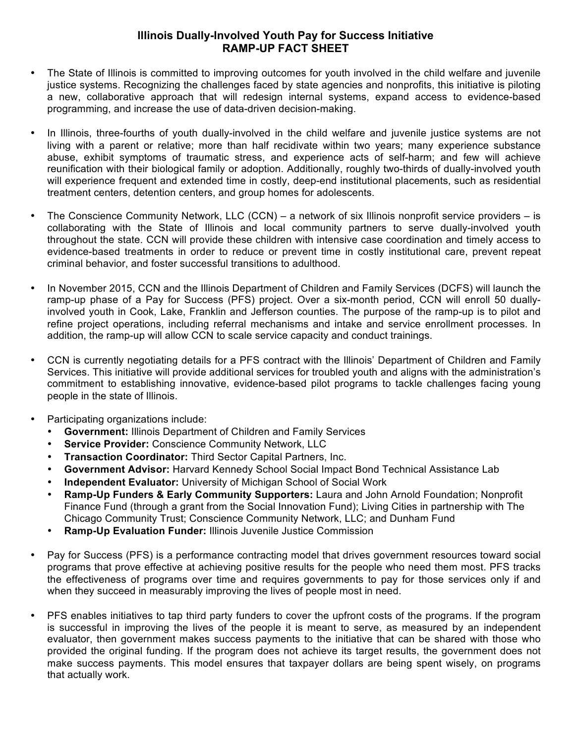# Illinois Dually-Involved Youth Pay for Success Initiative
## RAMP-UP FACT SHEET

- The State of Illinois is committed to improving outcomes for youth involved in the child welfare and juvenile justice systems. Recognizing the challenges faced by state agencies and nonprofits, this initiative is piloting a new, collaborative approach that will redesign internal systems, expand access to evidence-based programming, and increase the use of data-driven decision-making.

- In Illinois, three-fourths of youth dually-involved in the child welfare and juvenile justice systems are not living with a parent or relative; more than half recidivate within two years; many experience substance abuse, exhibit symptoms of traumatic stress, and experience acts of self-harm; and few will achieve reunification with their biological family or adoption. Additionally, roughly two-thirds of dually-involved youth will experience frequent and extended time in costly, deep-end institutional placements, such as residential treatment centers, detention centers, and group homes for adolescents.

- The Conscience Community Network, LLC (CCN) – a network of six Illinois nonprofit service providers – is collaborating with the State of Illinois and local community partners to serve dually-involved youth throughout the state. CCN will provide these children with intensive case coordination and timely access to evidence-based treatments in order to reduce or prevent time in costly institutional care, prevent repeat criminal behavior, and foster successful transitions to adulthood.

- In November 2015, CCN and the Illinois Department of Children and Family Services (DCFS) will launch the ramp-up phase of a Pay for Success (PFS) project. Over a six-month period, CCN will enroll 50 dually-involved youth in Cook, Lake, Franklin and Jefferson counties. The purpose of the ramp-up is to pilot and refine project operations, including referral mechanisms and intake and service enrollment processes. In addition, the ramp-up will allow CCN to scale service capacity and conduct trainings.

- CCN is currently negotiating details for a PFS contract with the Illinois' Department of Children and Family Services. This initiative will provide additional services for troubled youth and aligns with the administration's commitment to establishing innovative, evidence-based pilot programs to tackle challenges facing young people in the state of Illinois.

- Participating organizations include:
  - **Government:** Illinois Department of Children and Family Services
  - **Service Provider:** Conscience Community Network, LLC
  - **Transaction Coordinator:** Third Sector Capital Partners, Inc.
  - **Government Advisor:** Harvard Kennedy School Social Impact Bond Technical Assistance Lab
  - **Independent Evaluator:** University of Michigan School of Social Work
  - **Ramp-Up Funders & Early Community Supporters:** Laura and John Arnold Foundation; Nonprofit Finance Fund (through a grant from the Social Innovation Fund); Living Cities in partnership with The Chicago Community Trust; Conscience Community Network, LLC; and Dunham Fund
  - **Ramp-Up Evaluation Funder:** Illinois Juvenile Justice Commission

- Pay for Success (PFS) is a performance contracting model that drives government resources toward social programs that prove effective at achieving positive results for the people who need them most. PFS tracks the effectiveness of programs over time and requires governments to pay for those services only if and when they succeed in measurably improving the lives of people most in need.

- PFS enables initiatives to tap third party funders to cover the upfront costs of the programs. If the program is successful in improving the lives of the people it is meant to serve, as measured by an independent evaluator, then government makes success payments to the initiative that can be shared with those who provided the original funding. If the program does not achieve its target results, the government does not make success payments. This model ensures that taxpayer dollars are being spent wisely, on programs that actually work.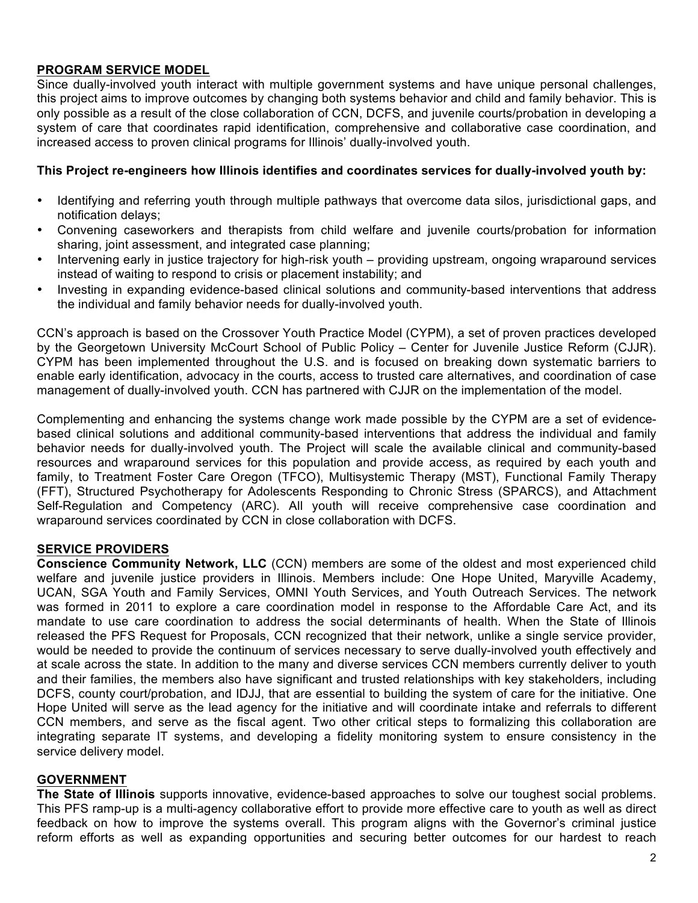## PROGRAM SERVICE MODEL

Since dually-involved youth interact with multiple government systems and have unique personal challenges, this project aims to improve outcomes by changing both systems behavior and child and family behavior. This is only possible as a result of the close collaboration of CCN, DCFS, and juvenile courts/probation in developing a system of care that coordinates rapid identification, comprehensive and collaborative case coordination, and increased access to proven clinical programs for Illinois' dually-involved youth.

**This Project re-engineers how Illinois identifies and coordinates services for dually-involved youth by:**

- Identifying and referring youth through multiple pathways that overcome data silos, jurisdictional gaps, and notification delays;
- Convening caseworkers and therapists from child welfare and juvenile courts/probation for information sharing, joint assessment, and integrated case planning;
- Intervening early in justice trajectory for high-risk youth – providing upstream, ongoing wraparound services instead of waiting to respond to crisis or placement instability; and
- Investing in expanding evidence-based clinical solutions and community-based interventions that address the individual and family behavior needs for dually-involved youth.

CCN's approach is based on the Crossover Youth Practice Model (CYPM), a set of proven practices developed by the Georgetown University McCourt School of Public Policy – Center for Juvenile Justice Reform (CJJR). CYPM has been implemented throughout the U.S. and is focused on breaking down systematic barriers to enable early identification, advocacy in the courts, access to trusted care alternatives, and coordination of case management of dually-involved youth. CCN has partnered with CJJR on the implementation of the model.

Complementing and enhancing the systems change work made possible by the CYPM are a set of evidence-based clinical solutions and additional community-based interventions that address the individual and family behavior needs for dually-involved youth. The Project will scale the available clinical and community-based resources and wraparound services for this population and provide access, as required by each youth and family, to Treatment Foster Care Oregon (TFCO), Multisystemic Therapy (MST), Functional Family Therapy (FFT), Structured Psychotherapy for Adolescents Responding to Chronic Stress (SPARCS), and Attachment Self-Regulation and Competency (ARC). All youth will receive comprehensive case coordination and wraparound services coordinated by CCN in close collaboration with DCFS.

## SERVICE PROVIDERS

**Conscience Community Network, LLC** (CCN) members are some of the oldest and most experienced child welfare and juvenile justice providers in Illinois. Members include: One Hope United, Maryville Academy, UCAN, SGA Youth and Family Services, OMNI Youth Services, and Youth Outreach Services. The network was formed in 2011 to explore a care coordination model in response to the Affordable Care Act, and its mandate to use care coordination to address the social determinants of health. When the State of Illinois released the PFS Request for Proposals, CCN recognized that their network, unlike a single service provider, would be needed to provide the continuum of services necessary to serve dually-involved youth effectively and at scale across the state. In addition to the many and diverse services CCN members currently deliver to youth and their families, the members also have significant and trusted relationships with key stakeholders, including DCFS, county court/probation, and IDJJ, that are essential to building the system of care for the initiative. One Hope United will serve as the lead agency for the initiative and will coordinate intake and referrals to different CCN members, and serve as the fiscal agent. Two other critical steps to formalizing this collaboration are integrating separate IT systems, and developing a fidelity monitoring system to ensure consistency in the service delivery model.

## GOVERNMENT

**The State of Illinois** supports innovative, evidence-based approaches to solve our toughest social problems. This PFS ramp-up is a multi-agency collaborative effort to provide more effective care to youth as well as direct feedback on how to improve the systems overall. This program aligns with the Governor's criminal justice reform efforts as well as expanding opportunities and securing better outcomes for our hardest to reach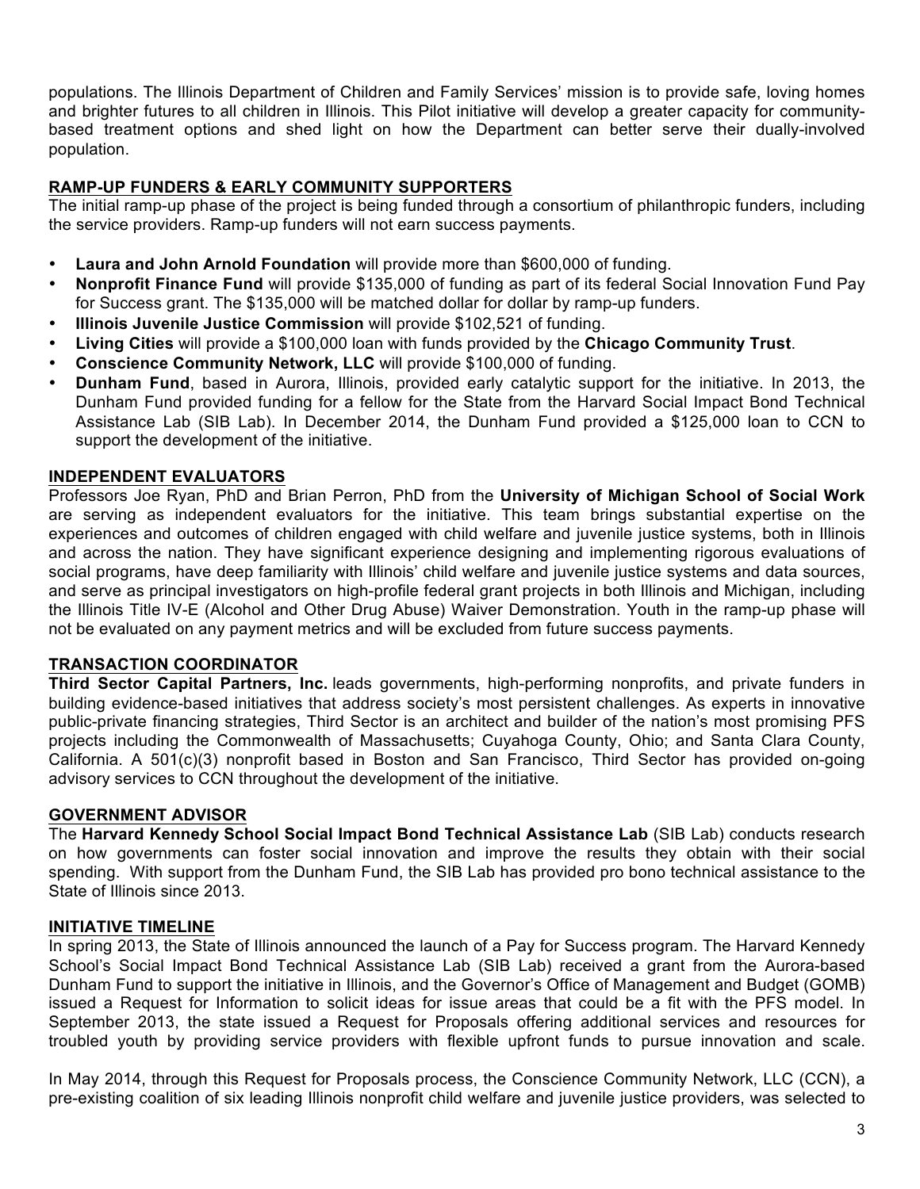populations. The Illinois Department of Children and Family Services' mission is to provide safe, loving homes and brighter futures to all children in Illinois. This Pilot initiative will develop a greater capacity for community-based treatment options and shed light on how the Department can better serve their dually-involved population.

## RAMP-UP FUNDERS & EARLY COMMUNITY SUPPORTERS

The initial ramp-up phase of the project is being funded through a consortium of philanthropic funders, including the service providers. Ramp-up funders will not earn success payments.

- **Laura and John Arnold Foundation** will provide more than $600,000 of funding.
- **Nonprofit Finance Fund** will provide $135,000 of funding as part of its federal Social Innovation Fund Pay for Success grant. The $135,000 will be matched dollar for dollar by ramp-up funders.
- **Illinois Juvenile Justice Commission** will provide $102,521 of funding.
- **Living Cities** will provide a $100,000 loan with funds provided by the **Chicago Community Trust**.
- **Conscience Community Network, LLC** will provide $100,000 of funding.
- **Dunham Fund**, based in Aurora, Illinois, provided early catalytic support for the initiative. In 2013, the Dunham Fund provided funding for a fellow for the State from the Harvard Social Impact Bond Technical Assistance Lab (SIB Lab). In December 2014, the Dunham Fund provided a $125,000 loan to CCN to support the development of the initiative.

## INDEPENDENT EVALUATORS

Professors Joe Ryan, PhD and Brian Perron, PhD from the **University of Michigan School of Social Work** are serving as independent evaluators for the initiative. This team brings substantial expertise on the experiences and outcomes of children engaged with child welfare and juvenile justice systems, both in Illinois and across the nation. They have significant experience designing and implementing rigorous evaluations of social programs, have deep familiarity with Illinois' child welfare and juvenile justice systems and data sources, and serve as principal investigators on high-profile federal grant projects in both Illinois and Michigan, including the Illinois Title IV-E (Alcohol and Other Drug Abuse) Waiver Demonstration. Youth in the ramp-up phase will not be evaluated on any payment metrics and will be excluded from future success payments.

## TRANSACTION COORDINATOR

**Third Sector Capital Partners, Inc.** leads governments, high-performing nonprofits, and private funders in building evidence-based initiatives that address society's most persistent challenges. As experts in innovative public-private financing strategies, Third Sector is an architect and builder of the nation's most promising PFS projects including the Commonwealth of Massachusetts; Cuyahoga County, Ohio; and Santa Clara County, California. A 501(c)(3) nonprofit based in Boston and San Francisco, Third Sector has provided on-going advisory services to CCN throughout the development of the initiative.

## GOVERNMENT ADVISOR

The **Harvard Kennedy School Social Impact Bond Technical Assistance Lab** (SIB Lab) conducts research on how governments can foster social innovation and improve the results they obtain with their social spending. With support from the Dunham Fund, the SIB Lab has provided pro bono technical assistance to the State of Illinois since 2013.

## INITIATIVE TIMELINE

In spring 2013, the State of Illinois announced the launch of a Pay for Success program. The Harvard Kennedy School's Social Impact Bond Technical Assistance Lab (SIB Lab) received a grant from the Aurora-based Dunham Fund to support the initiative in Illinois, and the Governor's Office of Management and Budget (GOMB) issued a Request for Information to solicit ideas for issue areas that could be a fit with the PFS model. In September 2013, the state issued a Request for Proposals offering additional services and resources for troubled youth by providing service providers with flexible upfront funds to pursue innovation and scale.

In May 2014, through this Request for Proposals process, the Conscience Community Network, LLC (CCN), a pre-existing coalition of six leading Illinois nonprofit child welfare and juvenile justice providers, was selected to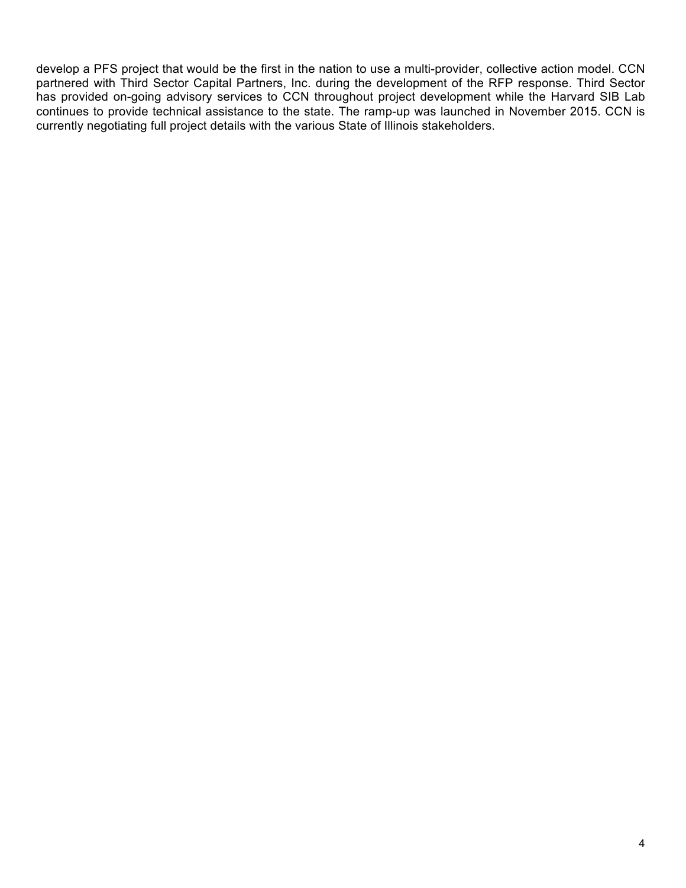develop a PFS project that would be the first in the nation to use a multi-provider, collective action model. CCN partnered with Third Sector Capital Partners, Inc. during the development of the RFP response. Third Sector has provided on-going advisory services to CCN throughout project development while the Harvard SIB Lab continues to provide technical assistance to the state. The ramp-up was launched in November 2015. CCN is currently negotiating full project details with the various State of Illinois stakeholders.